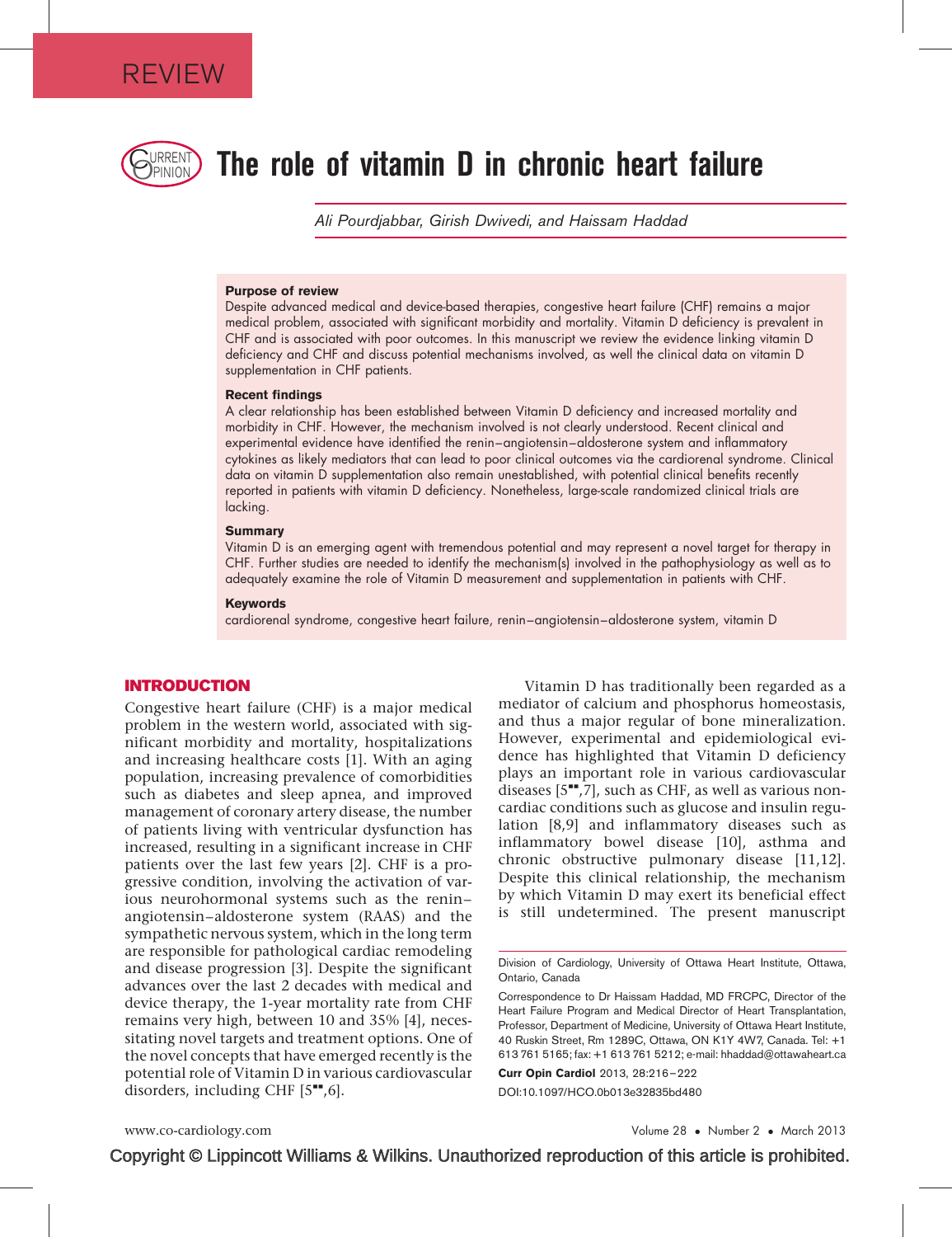REVIEW

# The role of vitamin D in chronic heart failure

*Ali Pourdjabbar, Girish Dwivedi, and Haissam Haddad*

**Purpose of review**

Despite advanced medical and device-based therapies, congestive heart failure (CHF) remains a major medical problem, associated with significant morbidity and mortality. Vitamin D deficiency is prevalent in CHF and is associated with poor outcomes. In this manuscript we review the evidence linking vitamin D deficiency and CHF and discuss potential mechanisms involved, as well the clinical data on vitamin D supplementation in CHF patients.

**Recent findings**

A clear relationship has been established between Vitamin D deficiency and increased mortality and morbidity in CHF. However, the mechanism involved is not clearly understood. Recent clinical and experimental evidence have identified the renin–angiotensin–aldosterone system and inflammatory cytokines as likely mediators that can lead to poor clinical outcomes via the cardiorenal syndrome. Clinical data on vitamin D supplementation also remain unestablished, with potential clinical benefits recently reported in patients with vitamin D deficiency. Nonetheless, large-scale randomized clinical trials are lacking.

**Summary**

Vitamin D is an emerging agent with tremendous potential and may represent a novel target for therapy in CHF. Further studies are needed to identify the mechanism(s) involved in the pathophysiology as well as to adequately examine the role of Vitamin D measurement and supplementation in patients with CHF.

**Keywords**

cardiorenal syndrome, congestive heart failure, renin–angiotensin–aldosterone system, vitamin D

## INTRODUCTION

Congestive heart failure (CHF) is a major medical problem in the western world, associated with significant morbidity and mortality, hospitalizations and increasing healthcare costs [1]. With an aging population, increasing prevalence of comorbidities such as diabetes and sleep apnea, and improved management of coronary artery disease, the number of patients living with ventricular dysfunction has increased, resulting in a significant increase in CHF patients over the last few years [2]. CHF is a progressive condition, involving the activation of various neurohormonal systems such as the renin–angiotensin–aldosterone system (RAAS) and the sympathetic nervous system, which in the long term are responsible for pathological cardiac remodeling and disease progression [3]. Despite the significant advances over the last 2 decades with medical and device therapy, the 1-year mortality rate from CHF remains very high, between 10 and 35% [4], necessitating novel targets and treatment options. One of the novel concepts that have emerged recently is the potential role of Vitamin D in various cardiovascular disorders, including CHF [5■■,6].

Vitamin D has traditionally been regarded as a mediator of calcium and phosphorus homeostasis, and thus a major regular of bone mineralization. However, experimental and epidemiological evidence has highlighted that Vitamin D deficiency plays an important role in various cardiovascular diseases [5■■,7], such as CHF, as well as various non-cardiac conditions such as glucose and insulin regulation [8,9] and inflammatory diseases such as inflammatory bowel disease [10], asthma and chronic obstructive pulmonary disease [11,12]. Despite this clinical relationship, the mechanism by which Vitamin D may exert its beneficial effect is still undetermined. The present manuscript

Division of Cardiology, University of Ottawa Heart Institute, Ottawa, Ontario, Canada

Correspondence to Dr Haissam Haddad, MD FRCPC, Director of the Heart Failure Program and Medical Director of Heart Transplantation, Professor, Department of Medicine, University of Ottawa Heart Institute, 40 Ruskin Street, Rm 1289C, Ottawa, ON K1Y 4W7, Canada. Tel: +1 613 761 5165; fax: +1 613 761 5212; e-mail: hhaddad@ottawaheart.ca

**Curr Opin Cardiol** 2013, 28:216–222

DOI:10.1097/HCO.0b013e32835bd480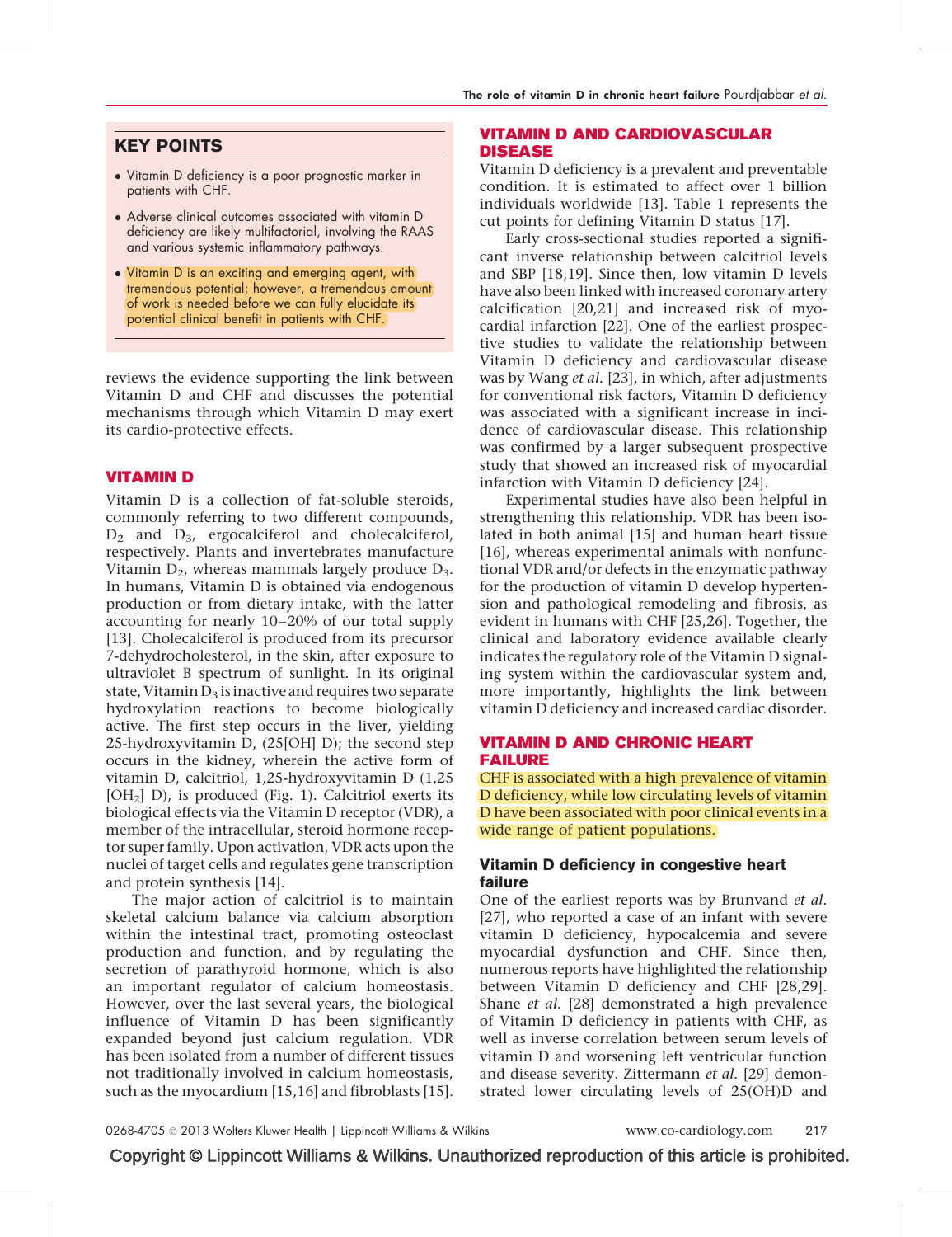## KEY POINTS

- Vitamin D deficiency is a poor prognostic marker in patients with CHF.
- Adverse clinical outcomes associated with vitamin D deficiency are likely multifactorial, involving the RAAS and various systemic inflammatory pathways.
- Vitamin D is an exciting and emerging agent, with tremendous potential; however, a tremendous amount of work is needed before we can fully elucidate its potential clinical benefit in patients with CHF.

reviews the evidence supporting the link between Vitamin D and CHF and discusses the potential mechanisms through which Vitamin D may exert its cardio-protective effects.

## VITAMIN D

Vitamin D is a collection of fat-soluble steroids, commonly referring to two different compounds, $D_2$ and $D_3$, ergocalciferol and cholecalciferol, respectively. Plants and invertebrates manufacture Vitamin $D_2$, whereas mammals largely produce $D_3$. In humans, Vitamin D is obtained via endogenous production or from dietary intake, with the latter accounting for nearly 10–20% of our total supply [13]. Cholecalciferol is produced from its precursor 7-dehydrocholesterol, in the skin, after exposure to ultraviolet B spectrum of sunlight. In its original state, Vitamin $D_3$ is inactive and requires two separate hydroxylation reactions to become biologically active. The first step occurs in the liver, yielding 25-hydroxyvitamin D, (25[OH] D); the second step occurs in the kidney, wherein the active form of vitamin D, calcitriol, 1,25-hydroxyvitamin D (1,25 [$OH_2$] D), is produced (Fig. 1). Calcitriol exerts its biological effects via the Vitamin D receptor (VDR), a member of the intracellular, steroid hormone receptor super family. Upon activation, VDR acts upon the nuclei of target cells and regulates gene transcription and protein synthesis [14].

The major action of calcitriol is to maintain skeletal calcium balance via calcium absorption within the intestinal tract, promoting osteoclast production and function, and by regulating the secretion of parathyroid hormone, which is also an important regulator of calcium homeostasis. However, over the last several years, the biological influence of Vitamin D has been significantly expanded beyond just calcium regulation. VDR has been isolated from a number of different tissues not traditionally involved in calcium homeostasis, such as the myocardium [15,16] and fibroblasts [15].

## VITAMIN D AND CARDIOVASCULAR DISEASE

Vitamin D deficiency is a prevalent and preventable condition. It is estimated to affect over 1 billion individuals worldwide [13]. Table 1 represents the cut points for defining Vitamin D status [17].

Early cross-sectional studies reported a significant inverse relationship between calcitriol levels and SBP [18,19]. Since then, low vitamin D levels have also been linked with increased coronary artery calcification [20,21] and increased risk of myocardial infarction [22]. One of the earliest prospective studies to validate the relationship between Vitamin D deficiency and cardiovascular disease was by Wang *et al.* [23], in which, after adjustments for conventional risk factors, Vitamin D deficiency was associated with a significant increase in incidence of cardiovascular disease. This relationship was confirmed by a larger subsequent prospective study that showed an increased risk of myocardial infarction with Vitamin D deficiency [24].

Experimental studies have also been helpful in strengthening this relationship. VDR has been isolated in both animal [15] and human heart tissue [16], whereas experimental animals with nonfunctional VDR and/or defects in the enzymatic pathway for the production of vitamin D develop hypertension and pathological remodeling and fibrosis, as evident in humans with CHF [25,26]. Together, the clinical and laboratory evidence available clearly indicates the regulatory role of the Vitamin D signaling system within the cardiovascular system and, more importantly, highlights the link between vitamin D deficiency and increased cardiac disorder.

## VITAMIN D AND CHRONIC HEART FAILURE

CHF is associated with a high prevalence of vitamin D deficiency, while low circulating levels of vitamin D have been associated with poor clinical events in a wide range of patient populations.

### Vitamin D deficiency in congestive heart failure

One of the earliest reports was by Brunvand *et al.* [27], who reported a case of an infant with severe vitamin D deficiency, hypocalcemia and severe myocardial dysfunction and CHF. Since then, numerous reports have highlighted the relationship between Vitamin D deficiency and CHF [28,29]. Shane *et al.* [28] demonstrated a high prevalence of Vitamin D deficiency in patients with CHF, as well as inverse correlation between serum levels of vitamin D and worsening left ventricular function and disease severity. Zittermann *et al.* [29] demonstrated lower circulating levels of 25(OH)D and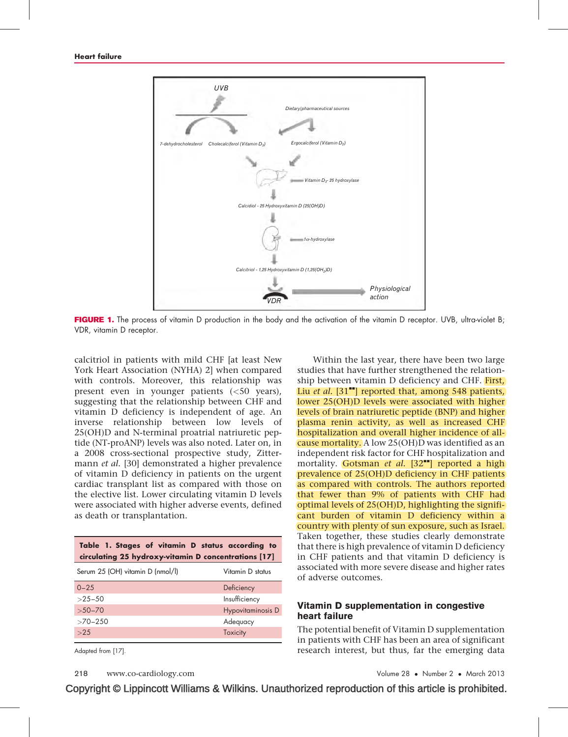FIGURE 1. The process of vitamin D production in the body and the activation of the vitamin D receptor. UVB, ultra-violet B; VDR, vitamin D receptor.

calcitriol in patients with mild CHF [at least New York Heart Association (NYHA) 2] when compared with controls. Moreover, this relationship was present even in younger patients (<50 years), suggesting that the relationship between CHF and vitamin D deficiency is independent of age. An inverse relationship between low levels of 25(OH)D and N-terminal proatrial natriuretic peptide (NT-proANP) levels was also noted. Later on, in a 2008 cross-sectional prospective study, Zittermann *et al.* [30] demonstrated a higher prevalence of vitamin D deficiency in patients on the urgent cardiac transplant list as compared with those on the elective list. Lower circulating vitamin D levels were associated with higher adverse events, defined as death or transplantation.

**Table 1. Stages of vitamin D status according to circulating 25 hydroxy-vitamin D concentrations [17]**

| Serum 25 (OH) vitamin D (nmol/l) | Vitamin D status |
|---|---|
| 0–25 | Deficiency |
| >25–50 | Insufficiency |
| >50–70 | Hypovitaminosis D |
| >70–250 | Adequacy |
| >25 | Toxicity |

Adapted from [17].

Within the last year, there have been two large studies that have further strengthened the relationship between vitamin D deficiency and CHF. First, Liu *et al.* [31■■] reported that, among 548 patients, lower 25(OH)D levels were associated with higher levels of brain natriuretic peptide (BNP) and higher plasma renin activity, as well as increased CHF hospitalization and overall higher incidence of all-cause mortality. A low 25(OH)D was identified as an independent risk factor for CHF hospitalization and mortality. Gotsman *et al.* [32■■] reported a high prevalence of 25(OH)D deficiency in CHF patients as compared with controls. The authors reported that fewer than 9% of patients with CHF had optimal levels of 25(OH)D, highlighting the significant burden of vitamin D deficiency within a country with plenty of sun exposure, such as Israel. Taken together, these studies clearly demonstrate that there is high prevalence of vitamin D deficiency in CHF patients and that vitamin D deficiency is associated with more severe disease and higher rates of adverse outcomes.

## Vitamin D supplementation in congestive heart failure

The potential benefit of Vitamin D supplementation in patients with CHF has been an area of significant research interest, but thus, far the emerging data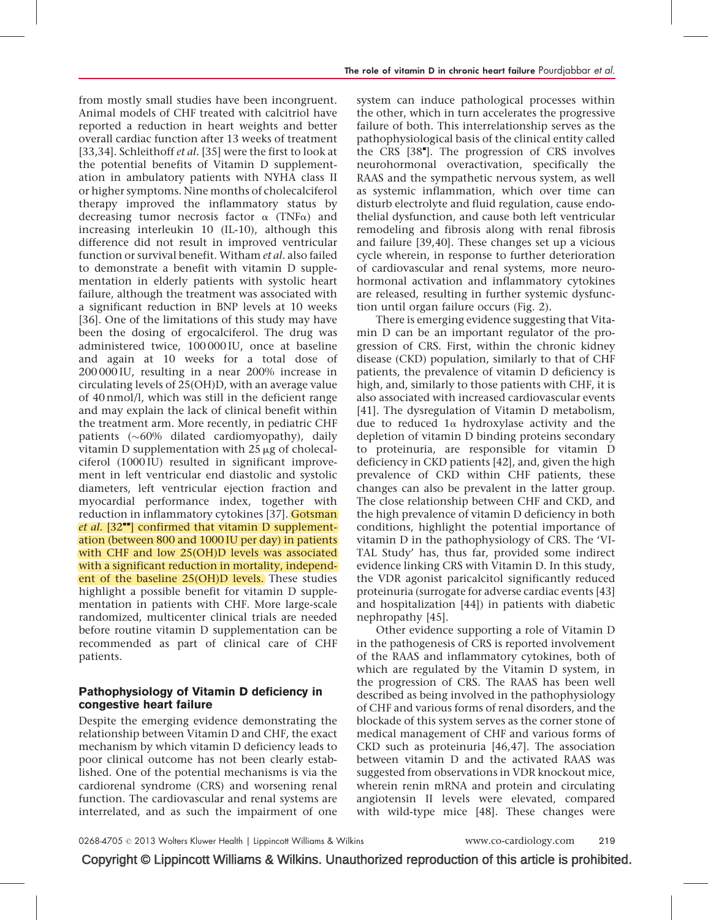from mostly small studies have been incongruent. Animal models of CHF treated with calcitriol have reported a reduction in heart weights and better overall cardiac function after 13 weeks of treatment [33,34]. Schleithoff *et al.* [35] were the first to look at the potential benefits of Vitamin D supplementation in ambulatory patients with NYHA class II or higher symptoms. Nine months of cholecalciferol therapy improved the inflammatory status by decreasing tumor necrosis factor α (TNFα) and increasing interleukin 10 (IL-10), although this difference did not result in improved ventricular function or survival benefit. Witham *et al.* also failed to demonstrate a benefit with vitamin D supplementation in elderly patients with systolic heart failure, although the treatment was associated with a significant reduction in BNP levels at 10 weeks [36]. One of the limitations of this study may have been the dosing of ergocalciferol. The drug was administered twice, 100 000 IU, once at baseline and again at 10 weeks for a total dose of 200 000 IU, resulting in a near 200% increase in circulating levels of 25(OH)D, with an average value of 40 nmol/l, which was still in the deficient range and may explain the lack of clinical benefit within the treatment arm. More recently, in pediatric CHF patients (~60% dilated cardiomyopathy), daily vitamin D supplementation with 25 μg of cholecalciferol (1000 IU) resulted in significant improvement in left ventricular end diastolic and systolic diameters, left ventricular ejection fraction and myocardial performance index, together with reduction in inflammatory cytokines [37]. Gotsman *et al.* [32■■] confirmed that vitamin D supplementation (between 800 and 1000 IU per day) in patients with CHF and low 25(OH)D levels was associated with a significant reduction in mortality, independent of the baseline 25(OH)D levels. These studies highlight a possible benefit for vitamin D supplementation in patients with CHF. More large-scale randomized, multicenter clinical trials are needed before routine vitamin D supplementation can be recommended as part of clinical care of CHF patients.

## Pathophysiology of Vitamin D deficiency in congestive heart failure

Despite the emerging evidence demonstrating the relationship between Vitamin D and CHF, the exact mechanism by which vitamin D deficiency leads to poor clinical outcome has not been clearly established. One of the potential mechanisms is via the cardiorenal syndrome (CRS) and worsening renal function. The cardiovascular and renal systems are interrelated, and as such the impairment of one system can induce pathological processes within the other, which in turn accelerates the progressive failure of both. This interrelationship serves as the pathophysiological basis of the clinical entity called the CRS [38■]. The progression of CRS involves neurohormonal overactivation, specifically the RAAS and the sympathetic nervous system, as well as systemic inflammation, which over time can disturb electrolyte and fluid regulation, cause endothelial dysfunction, and cause both left ventricular remodeling and fibrosis along with renal fibrosis and failure [39,40]. These changes set up a vicious cycle wherein, in response to further deterioration of cardiovascular and renal systems, more neurohormonal activation and inflammatory cytokines are released, resulting in further systemic dysfunction until organ failure occurs (Fig. 2).

There is emerging evidence suggesting that Vitamin D can be an important regulator of the progression of CRS. First, within the chronic kidney disease (CKD) population, similarly to that of CHF patients, the prevalence of vitamin D deficiency is high, and, similarly to those patients with CHF, it is also associated with increased cardiovascular events [41]. The dysregulation of Vitamin D metabolism, due to reduced 1α hydroxylase activity and the depletion of vitamin D binding proteins secondary to proteinuria, are responsible for vitamin D deficiency in CKD patients [42], and, given the high prevalence of CKD within CHF patients, these changes can also be prevalent in the latter group. The close relationship between CHF and CKD, and the high prevalence of vitamin D deficiency in both conditions, highlight the potential importance of vitamin D in the pathophysiology of CRS. The 'VITAL Study' has, thus far, provided some indirect evidence linking CRS with Vitamin D. In this study, the VDR agonist paricalcitol significantly reduced proteinuria (surrogate for adverse cardiac events [43] and hospitalization [44]) in patients with diabetic nephropathy [45].

Other evidence supporting a role of Vitamin D in the pathogenesis of CRS is reported involvement of the RAAS and inflammatory cytokines, both of which are regulated by the Vitamin D system, in the progression of CRS. The RAAS has been well described as being involved in the pathophysiology of CHF and various forms of renal disorders, and the blockade of this system serves as the corner stone of medical management of CHF and various forms of CKD such as proteinuria [46,47]. The association between vitamin D and the activated RAAS was suggested from observations in VDR knockout mice, wherein renin mRNA and protein and circulating angiotensin II levels were elevated, compared with wild-type mice [48]. These changes were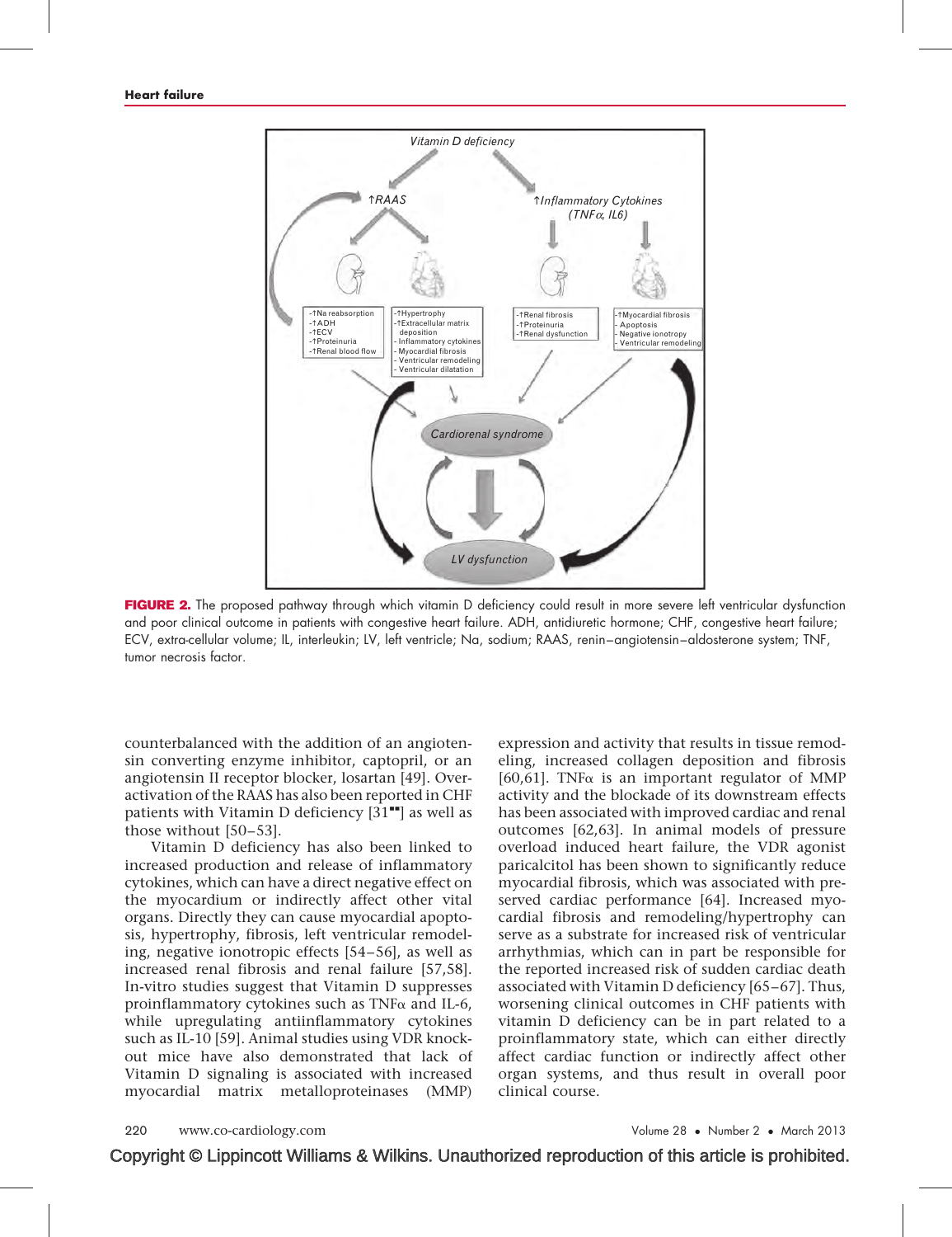FIGURE 2. The proposed pathway through which vitamin D deficiency could result in more severe left ventricular dysfunction and poor clinical outcome in patients with congestive heart failure. ADH, antidiuretic hormone; CHF, congestive heart failure; ECV, extra-cellular volume; IL, interleukin; LV, left ventricle; Na, sodium; RAAS, renin–angiotensin–aldosterone system; TNF, tumor necrosis factor.

counterbalanced with the addition of an angiotensin converting enzyme inhibitor, captopril, or an angiotensin II receptor blocker, losartan [49]. Overactivation of the RAAS has also been reported in CHF patients with Vitamin D deficiency [31■■] as well as those without [50–53].

Vitamin D deficiency has also been linked to increased production and release of inflammatory cytokines, which can have a direct negative effect on the myocardium or indirectly affect other vital organs. Directly they can cause myocardial apoptosis, hypertrophy, fibrosis, left ventricular remodeling, negative ionotropic effects [54–56], as well as increased renal fibrosis and renal failure [57,58]. In-vitro studies suggest that Vitamin D suppresses proinflammatory cytokines such as TNFα and IL-6, while upregulating antiinflammatory cytokines such as IL-10 [59]. Animal studies using VDR knockout mice have also demonstrated that lack of Vitamin D signaling is associated with increased myocardial matrix metalloproteinases (MMP) expression and activity that results in tissue remodeling, increased collagen deposition and fibrosis [60,61]. TNFα is an important regulator of MMP activity and the blockade of its downstream effects has been associated with improved cardiac and renal outcomes [62,63]. In animal models of pressure overload induced heart failure, the VDR agonist paricalcitol has been shown to significantly reduce myocardial fibrosis, which was associated with preserved cardiac performance [64]. Increased myocardial fibrosis and remodeling/hypertrophy can serve as a substrate for increased risk of ventricular arrhythmias, which can in part be responsible for the reported increased risk of sudden cardiac death associated with Vitamin D deficiency [65–67]. Thus, worsening clinical outcomes in CHF patients with vitamin D deficiency can be in part related to a proinflammatory state, which can either directly affect cardiac function or indirectly affect other organ systems, and thus result in overall poor clinical course.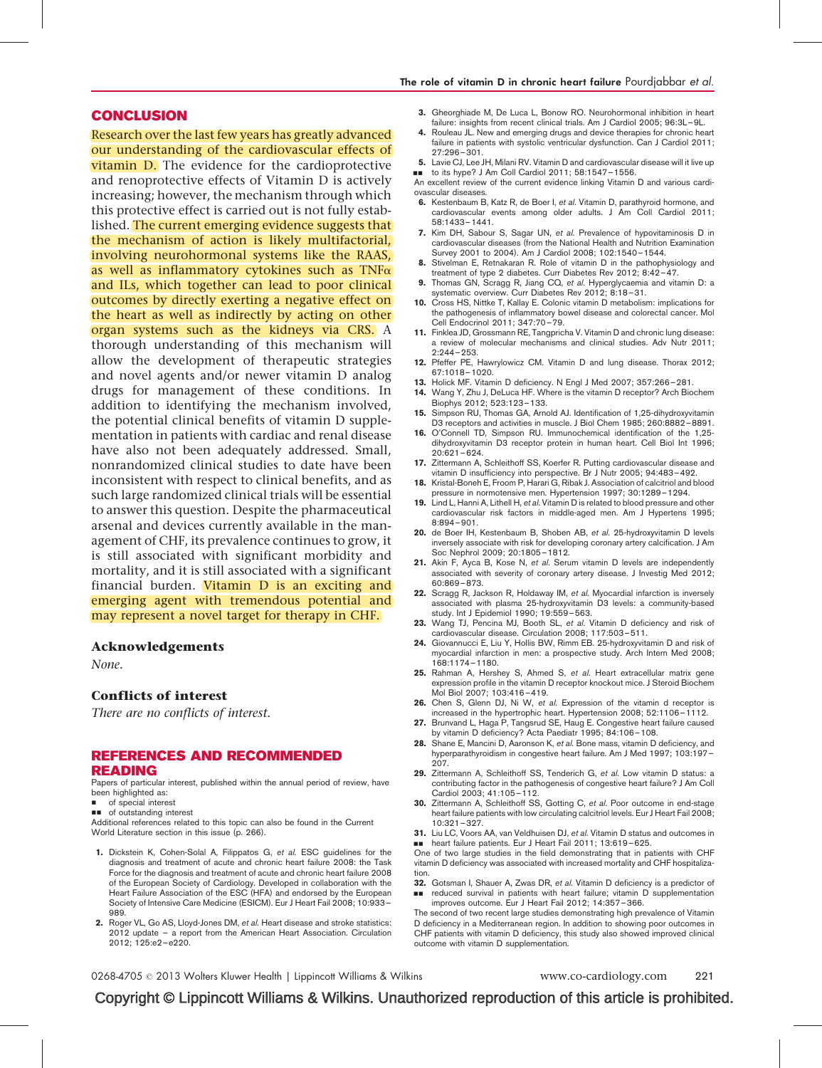## CONCLUSION

Research over the last few years has greatly advanced our understanding of the cardiovascular effects of vitamin D. The evidence for the cardioprotective and renoprotective effects of Vitamin D is actively increasing; however, the mechanism through which this protective effect is carried out is not fully established. The current emerging evidence suggests that the mechanism of action is likely multifactorial, involving neurohormonal systems like the RAAS, as well as inflammatory cytokines such as TNF$\alpha$ and ILs, which together can lead to poor clinical outcomes by directly exerting a negative effect on the heart as well as indirectly by acting on other organ systems such as the kidneys via CRS. A thorough understanding of this mechanism will allow the development of therapeutic strategies and novel agents and/or newer vitamin D analog drugs for management of these conditions. In addition to identifying the mechanism involved, the potential clinical benefits of vitamin D supplementation in patients with cardiac and renal disease have also not been adequately addressed. Small, nonrandomized clinical studies to date have been inconsistent with respect to clinical benefits, and as such large randomized clinical trials will be essential to answer this question. Despite the pharmaceutical arsenal and devices currently available in the management of CHF, its prevalence continues to grow, it is still associated with significant morbidity and mortality, and it is still associated with a significant financial burden. Vitamin D is an exciting and emerging agent with tremendous potential and may represent a novel target for therapy in CHF.

### Acknowledgements

*None.*

### Conflicts of interest

*There are no conflicts of interest.*

## REFERENCES AND RECOMMENDED READING

Papers of particular interest, published within the annual period of review, have been highlighted as:

- ▪ of special interest
- ▪▪ of outstanding interest

Additional references related to this topic can also be found in the Current World Literature section in this issue (p. 266).

1. Dickstein K, Cohen-Solal A, Filippatos G, *et al.* ESC guidelines for the diagnosis and treatment of acute and chronic heart failure 2008: the Task Force for the diagnosis and treatment of acute and chronic heart failure 2008 of the European Society of Cardiology. Developed in collaboration with the Heart Failure Association of the ESC (HFA) and endorsed by the European Society of Intensive Care Medicine (ESICM). Eur J Heart Fail 2008; 10:933–989.
2. Roger VL, Go AS, Lloyd-Jones DM, *et al.* Heart disease and stroke statistics: 2012 update – a report from the American Heart Association. Circulation 2012; 125:e2–e220.
3. Gheorghiade M, De Luca L, Bonow RO. Neurohormonal inhibition in heart failure: insights from recent clinical trials. Am J Cardiol 2005; 96:3L–9L.
4. Rouleau JL. New and emerging drugs and device therapies for chronic heart failure in patients with systolic ventricular dysfunction. Can J Cardiol 2011; 27:296–301.
5. ▪▪ Lavie CJ, Lee JH, Milani RV. Vitamin D and cardiovascular disease will it live up to its hype? J Am Coll Cardiol 2011; 58:1547–1556.
   An excellent review of the current evidence linking Vitamin D and various cardiovascular diseases.
6. Kestenbaum B, Katz R, de Boer I, *et al.* Vitamin D, parathyroid hormone, and cardiovascular events among older adults. J Am Coll Cardiol 2011; 58:1433–1441.
7. Kim DH, Sabour S, Sagar UN, *et al.* Prevalence of hypovitaminosis D in cardiovascular diseases (from the National Health and Nutrition Examination Survey 2001 to 2004). Am J Cardiol 2008; 102:1540–1544.
8. Stivelman E, Retnakaran R. Role of vitamin D in the pathophysiology and treatment of type 2 diabetes. Curr Diabetes Rev 2012; 8:42–47.
9. Thomas GN, Scragg R, Jiang CQ, *et al.* Hyperglycaemia and vitamin D: a systematic overview. Curr Diabetes Rev 2012; 8:18–31.
10. Cross HS, Nittke T, Kallay E. Colonic vitamin D metabolism: implications for the pathogenesis of inflammatory bowel disease and colorectal cancer. Mol Cell Endocrinol 2011; 347:70–79.
11. Finklea JD, Grossmann RE, Tangpricha V. Vitamin D and chronic lung disease: a review of molecular mechanisms and clinical studies. Adv Nutr 2011; 2:244–253.
12. Pfeffer PE, Hawrylowicz CM. Vitamin D and lung disease. Thorax 2012; 67:1018–1020.
13. Holick MF. Vitamin D deficiency. N Engl J Med 2007; 357:266–281.
14. Wang Y, Zhu J, DeLuca HF. Where is the vitamin D receptor? Arch Biochem Biophys 2012; 523:123–133.
15. Simpson RU, Thomas GA, Arnold AJ. Identification of 1,25-dihydroxyvitamin D3 receptors and activities in muscle. J Biol Chem 1985; 260:8882–8891.
16. O'Connell TD, Simpson RU. Immunochemical identification of the 1,25-dihydroxyvitamin D3 receptor protein in human heart. Cell Biol Int 1996; 20:621–624.
17. Zittermann A, Schleithoff SS, Koerfer R. Putting cardiovascular disease and vitamin D insufficiency into perspective. Br J Nutr 2005; 94:483–492.
18. Kristal-Boneh E, Froom P, Harari G, Ribak J. Association of calcitriol and blood pressure in normotensive men. Hypertension 1997; 30:1289–1294.
19. Lind L, Hanni A, Lithell H, *et al.* Vitamin D is related to blood pressure and other cardiovascular risk factors in middle-aged men. Am J Hypertens 1995; 8:894–901.
20. de Boer IH, Kestenbaum B, Shoben AB, *et al.* 25-hydroxyvitamin D levels inversely associate with risk for developing coronary artery calcification. J Am Soc Nephrol 2009; 20:1805–1812.
21. Akin F, Ayca B, Kose N, *et al.* Serum vitamin D levels are independently associated with severity of coronary artery disease. J Investig Med 2012; 60:869–873.
22. Scragg R, Jackson R, Holdaway IM, *et al.* Myocardial infarction is inversely associated with plasma 25-hydroxyvitamin D3 levels: a community-based study. Int J Epidemiol 1990; 19:559–563.
23. Wang TJ, Pencina MJ, Booth SL, *et al.* Vitamin D deficiency and risk of cardiovascular disease. Circulation 2008; 117:503–511.
24. Giovannucci E, Liu Y, Hollis BW, Rimm EB. 25-hydroxyvitamin D and risk of myocardial infarction in men: a prospective study. Arch Intern Med 2008; 168:1174–1180.
25. Rahman A, Hershey S, Ahmed S, *et al.* Heart extracellular matrix gene expression profile in the vitamin D receptor knockout mice. J Steroid Biochem Mol Biol 2007; 103:416–419.
26. Chen S, Glenn DJ, Ni W, *et al.* Expression of the vitamin d receptor is increased in the hypertrophic heart. Hypertension 2008; 52:1106–1112.
27. Brunvand L, Haga P, Tangsrud SE, Haug E. Congestive heart failure caused by vitamin D deficiency? Acta Paediatr 1995; 84:106–108.
28. Shane E, Mancini D, Aaronson K, *et al.* Bone mass, vitamin D deficiency, and hyperparathyroidism in congestive heart failure. Am J Med 1997; 103:197–207.
29. Zittermann A, Schleithoff SS, Tenderich G, *et al.* Low vitamin D status: a contributing factor in the pathogenesis of congestive heart failure? J Am Coll Cardiol 2003; 41:105–112.
30. Zittermann A, Schleithoff SS, Gotting C, *et al.* Poor outcome in end-stage heart failure patients with low circulating calcitriol levels. Eur J Heart Fail 2008; 10:321–327.
31. ▪▪ Liu LC, Voors AA, van Veldhuisen DJ, *et al.* Vitamin D status and outcomes in heart failure patients. Eur J Heart Fail 2011; 13:619–625.
   One of two large studies in the field demonstrating that in patients with CHF vitamin D deficiency was associated with increased mortality and CHF hospitalization.
32. ▪▪ Gotsman I, Shauer A, Zwas DR, *et al.* Vitamin D deficiency is a predictor of reduced survival in patients with heart failure; vitamin D supplementation improves outcome. Eur J Heart Fail 2012; 14:357–366.
   The second of two recent large studies demonstrating high prevalence of Vitamin D deficiency in a Mediterranean region. In addition to showing poor outcomes in CHF patients with vitamin D deficiency, this study also showed improved clinical outcome with vitamin D supplementation.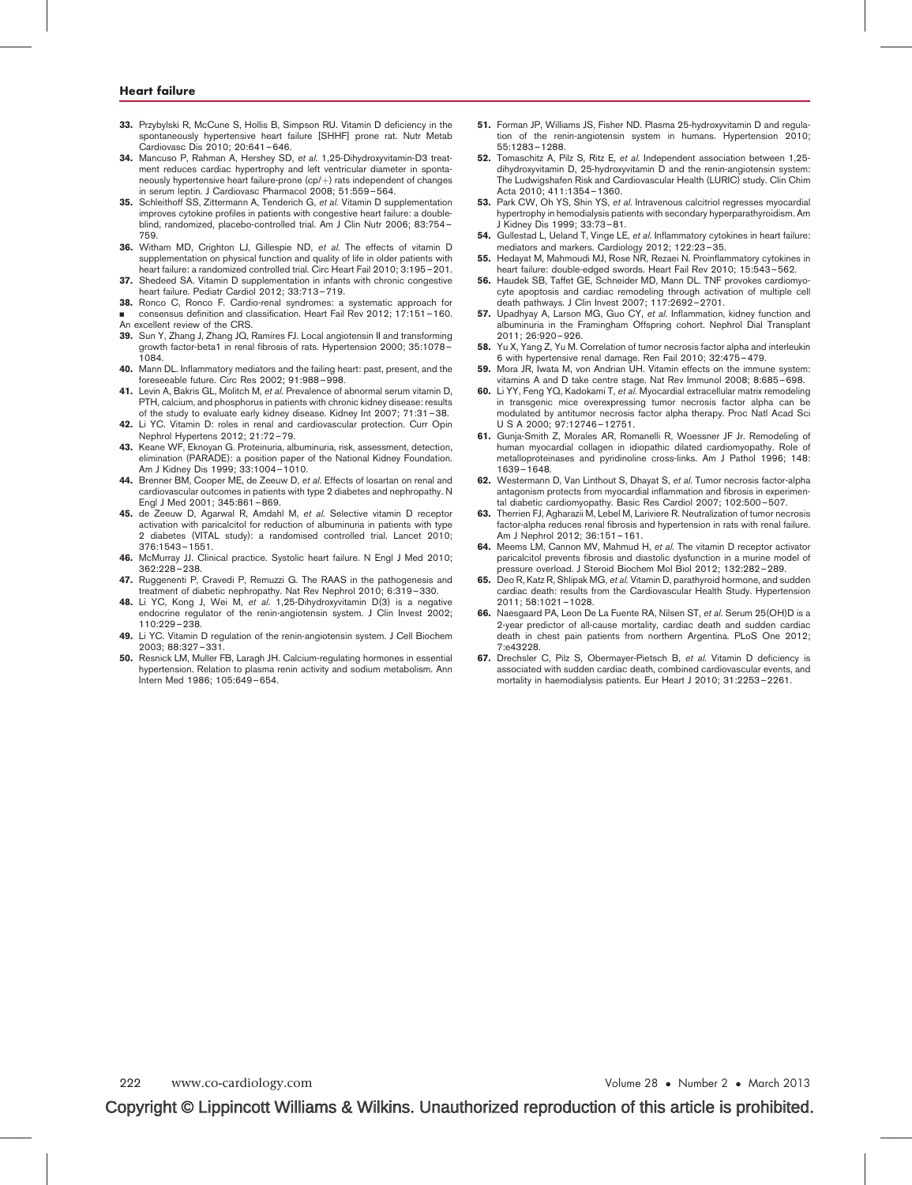33. Przybylski R, McCune S, Hollis B, Simpson RU. Vitamin D deficiency in the spontaneously hypertensive heart failure [SHHF] prone rat. Nutr Metab Cardiovasc Dis 2010; 20:641–646.
34. Mancuso P, Rahman A, Hershey SD, *et al.* 1,25-Dihydroxyvitamin-D3 treatment reduces cardiac hypertrophy and left ventricular diameter in spontaneously hypertensive heart failure-prone (cp/+) rats independent of changes in serum leptin. J Cardiovasc Pharmacol 2008; 51:559–564.
35. Schleithoff SS, Zittermann A, Tenderich G, *et al.* Vitamin D supplementation improves cytokine profiles in patients with congestive heart failure: a double-blind, randomized, placebo-controlled trial. Am J Clin Nutr 2006; 83:754–759.
36. Witham MD, Crighton LJ, Gillespie ND, *et al.* The effects of vitamin D supplementation on physical function and quality of life in older patients with heart failure: a randomized controlled trial. Circ Heart Fail 2010; 3:195–201.
37. Shedeed SA. Vitamin D supplementation in infants with chronic congestive heart failure. Pediatr Cardiol 2012; 33:713–719.
38. ▪ Ronco C, Ronco F. Cardio-renal syndromes: a systematic approach for consensus definition and classification. Heart Fail Rev 2012; 17:151–160.
An excellent review of the CRS.
39. Sun Y, Zhang J, Zhang JQ, Ramires FJ. Local angiotensin II and transforming growth factor-beta1 in renal fibrosis of rats. Hypertension 2000; 35:1078–1084.
40. Mann DL. Inflammatory mediators and the failing heart: past, present, and the foreseeable future. Circ Res 2002; 91:988–998.
41. Levin A, Bakris GL, Molitch M, *et al.* Prevalence of abnormal serum vitamin D, PTH, calcium, and phosphorus in patients with chronic kidney disease: results of the study to evaluate early kidney disease. Kidney Int 2007; 71:31–38.
42. Li YC. Vitamin D: roles in renal and cardiovascular protection. Curr Opin Nephrol Hypertens 2012; 21:72–79.
43. Keane WF, Eknoyan G. Proteinuria, albuminuria, risk, assessment, detection, elimination (PARADE): a position paper of the National Kidney Foundation. Am J Kidney Dis 1999; 33:1004–1010.
44. Brenner BM, Cooper ME, de Zeeuw D, *et al.* Effects of losartan on renal and cardiovascular outcomes in patients with type 2 diabetes and nephropathy. N Engl J Med 2001; 345:861–869.
45. de Zeeuw D, Agarwal R, Amdahl M, *et al.* Selective vitamin D receptor activation with paricalcitol for reduction of albuminuria in patients with type 2 diabetes (VITAL study): a randomised controlled trial. Lancet 2010; 376:1543–1551.
46. McMurray JJ. Clinical practice. Systolic heart failure. N Engl J Med 2010; 362:228–238.
47. Ruggenenti P, Cravedi P, Remuzzi G. The RAAS in the pathogenesis and treatment of diabetic nephropathy. Nat Rev Nephrol 2010; 6:319–330.
48. Li YC, Kong J, Wei M, *et al.* 1,25-Dihydroxyvitamin D(3) is a negative endocrine regulator of the renin-angiotensin system. J Clin Invest 2002; 110:229–238.
49. Li YC. Vitamin D regulation of the renin-angiotensin system. J Cell Biochem 2003; 88:327–331.
50. Resnick LM, Muller FB, Laragh JH. Calcium-regulating hormones in essential hypertension. Relation to plasma renin activity and sodium metabolism. Ann Intern Med 1986; 105:649–654.
51. Forman JP, Williams JS, Fisher ND. Plasma 25-hydroxyvitamin D and regulation of the renin-angiotensin system in humans. Hypertension 2010; 55:1283–1288.
52. Tomaschitz A, Pilz S, Ritz E, *et al.* Independent association between 1,25-dihydroxyvitamin D, 25-hydroxyvitamin D and the renin-angiotensin system: The Ludwigshafen Risk and Cardiovascular Health (LURIC) study. Clin Chim Acta 2010; 411:1354–1360.
53. Park CW, Oh YS, Shin YS, *et al.* Intravenous calcitriol regresses myocardial hypertrophy in hemodialysis patients with secondary hyperparathyroidism. Am J Kidney Dis 1999; 33:73–81.
54. Gullestad L, Ueland T, Vinge LE, *et al.* Inflammatory cytokines in heart failure: mediators and markers. Cardiology 2012; 122:23–35.
55. Hedayat M, Mahmoudi MJ, Rose NR, Rezaei N. Proinflammatory cytokines in heart failure: double-edged swords. Heart Fail Rev 2010; 15:543–562.
56. Haudek SB, Taffet GE, Schneider MD, Mann DL. TNF provokes cardiomyocyte apoptosis and cardiac remodeling through activation of multiple cell death pathways. J Clin Invest 2007; 117:2692–2701.
57. Upadhyay A, Larson MG, Guo CY, *et al.* Inflammation, kidney function and albuminuria in the Framingham Offspring cohort. Nephrol Dial Transplant 2011; 26:920–926.
58. Yu X, Yang Z, Yu M. Correlation of tumor necrosis factor alpha and interleukin 6 with hypertensive renal damage. Ren Fail 2010; 32:475–479.
59. Mora JR, Iwata M, von Andrian UH. Vitamin effects on the immune system: vitamins A and D take centre stage. Nat Rev Immunol 2008; 8:685–698.
60. Li YY, Feng YQ, Kadokami T, *et al.* Myocardial extracellular matrix remodeling in transgenic mice overexpressing tumor necrosis factor alpha can be modulated by antitumor necrosis factor alpha therapy. Proc Natl Acad Sci U S A 2000; 97:12746–12751.
61. Gunja-Smith Z, Morales AR, Romanelli R, Woessner JF Jr. Remodeling of human myocardial collagen in idiopathic dilated cardiomyopathy. Role of metalloproteinases and pyridinoline cross-links. Am J Pathol 1996; 148:1639–1648.
62. Westermann D, Van Linthout S, Dhayat S, *et al.* Tumor necrosis factor-alpha antagonism protects from myocardial inflammation and fibrosis in experimental diabetic cardiomyopathy. Basic Res Cardiol 2007; 102:500–507.
63. Therrien FJ, Agharazii M, Lebel M, Lariviere R. Neutralization of tumor necrosis factor-alpha reduces renal fibrosis and hypertension in rats with renal failure. Am J Nephrol 2012; 36:151–161.
64. Meems LM, Cannon MV, Mahmud H, *et al.* The vitamin D receptor activator paricalcitol prevents fibrosis and diastolic dysfunction in a murine model of pressure overload. J Steroid Biochem Mol Biol 2012; 132:282–289.
65. Deo R, Katz R, Shlipak MG, *et al.* Vitamin D, parathyroid hormone, and sudden cardiac death: results from the Cardiovascular Health Study. Hypertension 2011; 58:1021–1028.
66. Naesgaard PA, Leon De La Fuente RA, Nilsen ST, *et al.* Serum 25(OH)D is a 2-year predictor of all-cause mortality, cardiac death and sudden cardiac death in chest pain patients from northern Argentina. PLoS One 2012; 7:e43228.
67. Drechsler C, Pilz S, Obermayer-Pietsch B, *et al.* Vitamin D deficiency is associated with sudden cardiac death, combined cardiovascular events, and mortality in haemodialysis patients. Eur Heart J 2010; 31:2253–2261.